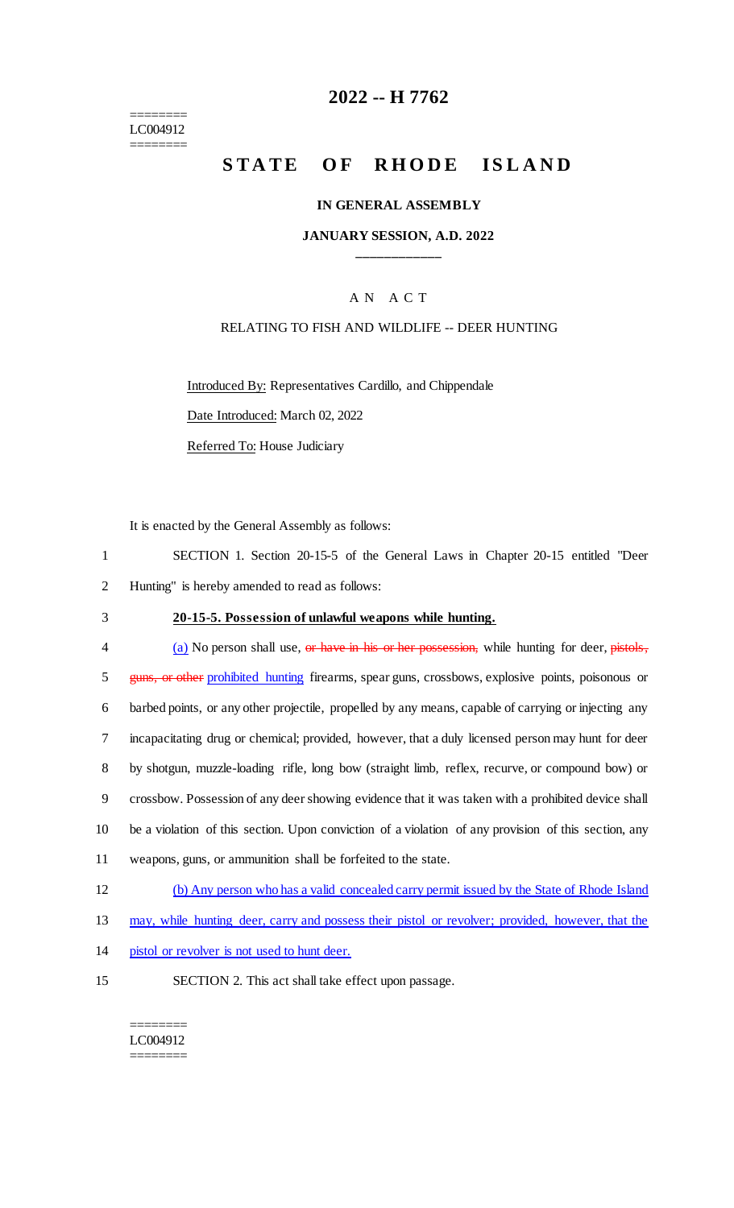========
LC004912
========

# 2022 -- H 7762

# STATE OF RHODE ISLAND

**IN GENERAL ASSEMBLY**

**JANUARY SESSION, A.D. 2022**

____________

A N  A C T

RELATING TO FISH AND WILDLIFE -- DEER HUNTING

Introduced By: Representatives Cardillo, and Chippendale

Date Introduced: March 02, 2022

Referred To: House Judiciary

It is enacted by the General Assembly as follows:

1 SECTION 1. Section 20-15-5 of the General Laws in Chapter 20-15 entitled "Deer
2 Hunting" is hereby amended to read as follows:

3 **20-15-5. Possession of unlawful weapons while hunting.**

4 (a) No person shall use, ~~or have in his or her possession,~~ while hunting for deer, ~~pistols,~~
5 ~~guns, or other~~ prohibited hunting firearms, spear guns, crossbows, explosive points, poisonous or
6 barbed points, or any other projectile, propelled by any means, capable of carrying or injecting any
7 incapacitating drug or chemical; provided, however, that a duly licensed person may hunt for deer
8 by shotgun, muzzle-loading rifle, long bow (straight limb, reflex, recurve, or compound bow) or
9 crossbow. Possession of any deer showing evidence that it was taken with a prohibited device shall
10 be a violation of this section. Upon conviction of a violation of any provision of this section, any
11 weapons, guns, or ammunition shall be forfeited to the state.

12 (b) Any person who has a valid concealed carry permit issued by the State of Rhode Island
13 may, while hunting deer, carry and possess their pistol or revolver; provided, however, that the
14 pistol or revolver is not used to hunt deer.

15 SECTION 2. This act shall take effect upon passage.

========
LC004912
========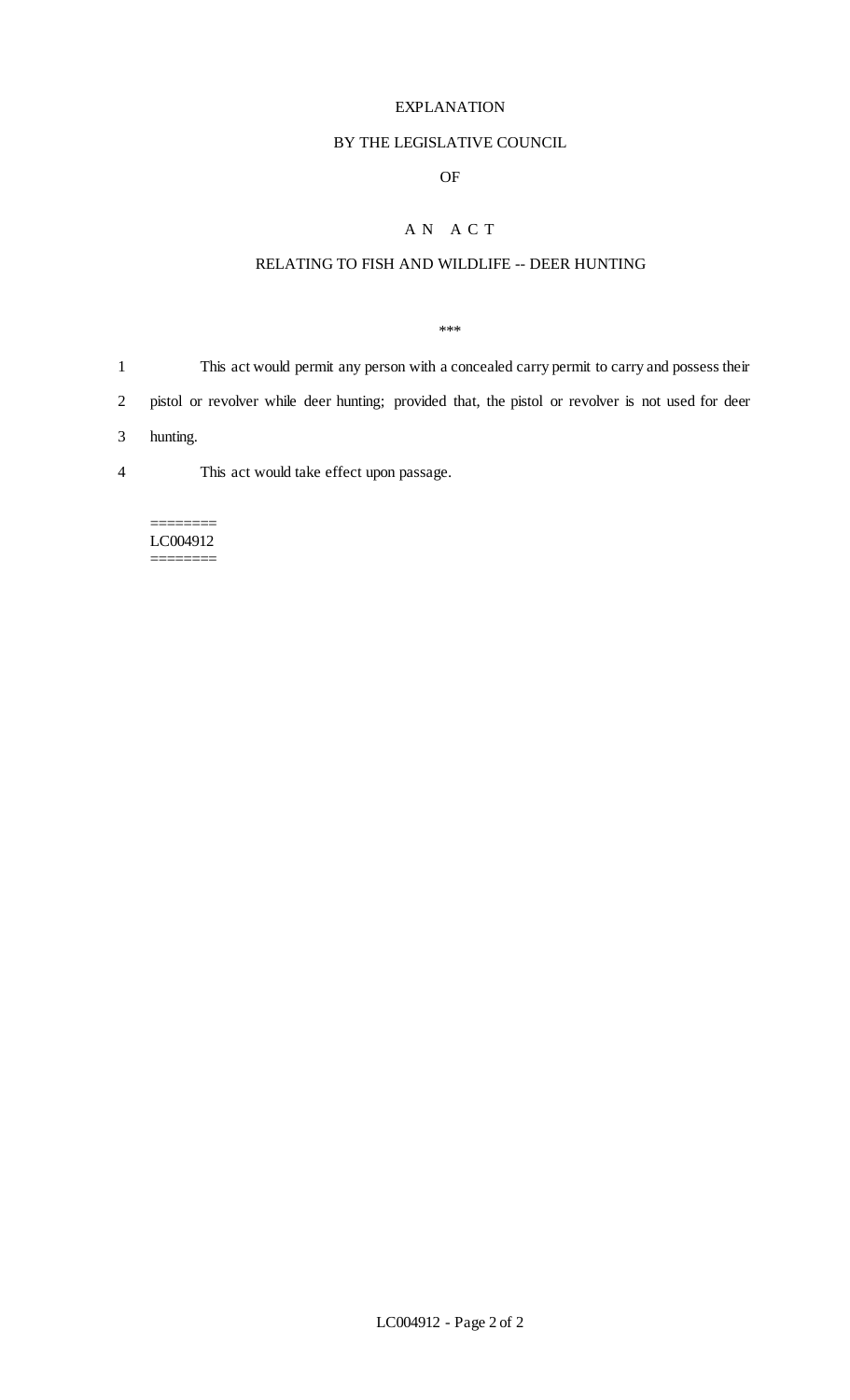EXPLANATION

BY THE LEGISLATIVE COUNCIL

OF

A N A C T

RELATING TO FISH AND WILDLIFE -- DEER HUNTING

\*\*\*

1 This act would permit any person with a concealed carry permit to carry and possess their
2 pistol or revolver while deer hunting; provided that, the pistol or revolver is not used for deer
3 hunting.

4 This act would take effect upon passage.

========
LC004912
========